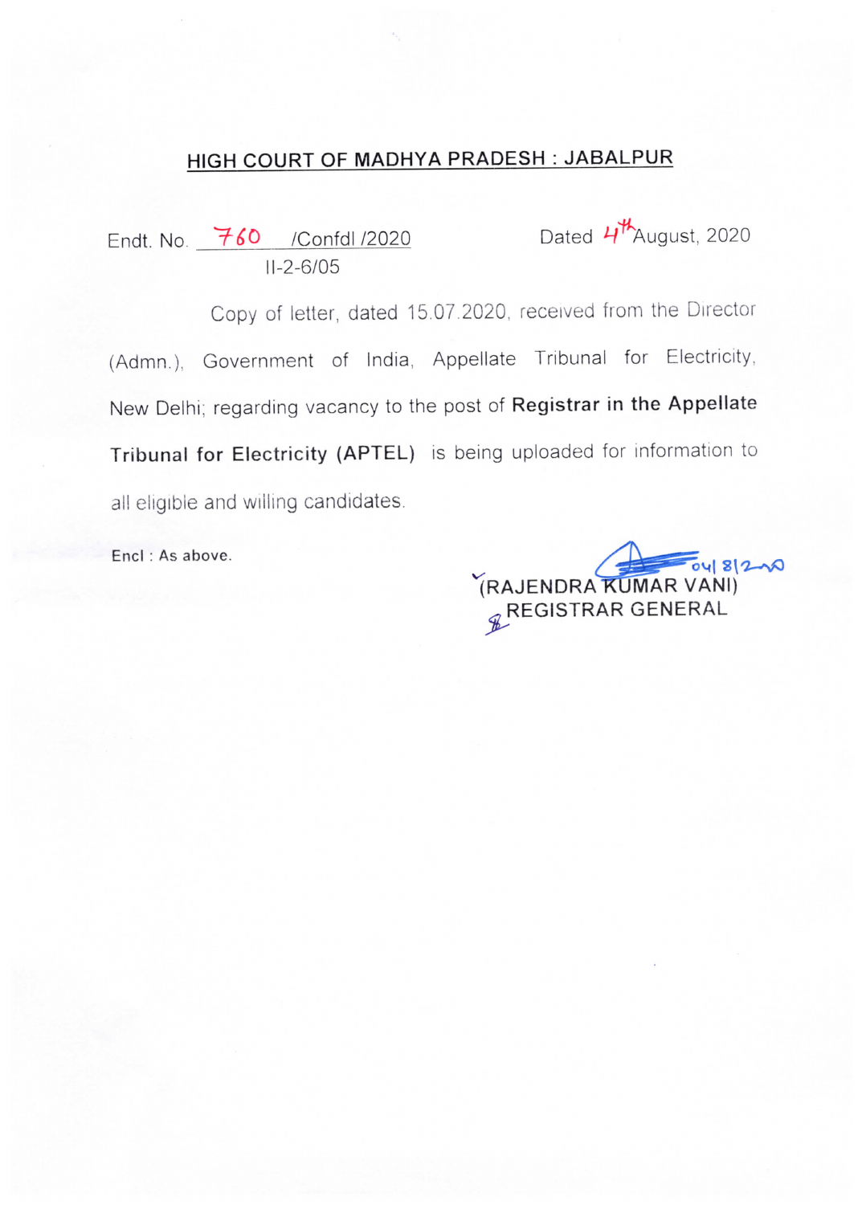# HIGH COURT OF MADHYA PRADESH : JABALPUR

Endt. No. 760 /Confdl /2020 Dated 4th August, 2020
II-2-6/05

Copy of letter, dated 15.07.2020, received from the Director (Admn.), Government of India, Appellate Tribunal for Electricity, New Delhi; regarding vacancy to the post of **Registrar in the Appellate Tribunal for Electricity (APTEL)** is being uploaded for information to all eligible and willing candidates.

Encl : As above.

04/8/20

(RAJENDRA KUMAR VANI)
REGISTRAR GENERAL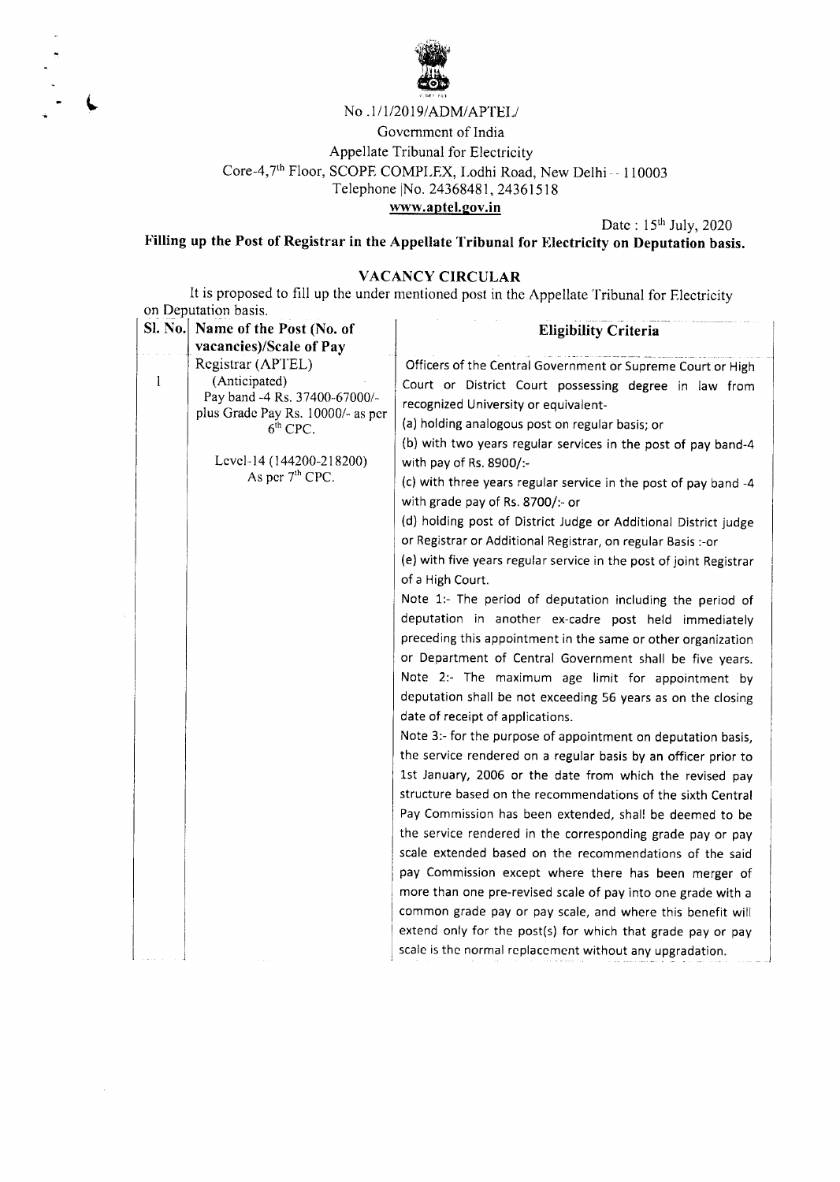No .1/1/2019/ADM/APTEL/

Government of India

Appellate Tribunal for Electricity

Core-4,7th Floor, SCOPE COMPLEX, Lodhi Road, New Delhi - 110003

Telephone |No. 24368481, 24361518

**www.aptel.gov.in**

Date : 15th July, 2020

**Filling up the Post of Registrar in the Appellate Tribunal for Electricity on Deputation basis.**

## VACANCY CIRCULAR

It is proposed to fill up the under mentioned post in the Appellate Tribunal for Electricity on Deputation basis.

| Sl. No. | Name of the Post (No. of vacancies)/Scale of Pay | Eligibility Criteria |
|---|---|---|
| 1 | Registrar (APTEL) (Anticipated) Pay band -4 Rs. 37400-67000/- plus Grade Pay Rs. 10000/- as per 6th CPC.<br><br>Level-14 (144200-218200) As per 7th CPC. | Officers of the Central Government or Supreme Court or High Court or District Court possessing degree in law from recognized University or equivalent-<br>(a) holding analogous post on regular basis; or<br>(b) with two years regular services in the post of pay band-4 with pay of Rs. 8900/:-<br>(c) with three years regular service in the post of pay band -4 with grade pay of Rs. 8700/:- or<br>(d) holding post of District Judge or Additional District judge or Registrar or Additional Registrar, on regular Basis :-or<br>(e) with five years regular service in the post of joint Registrar of a High Court.<br>Note 1:- The period of deputation including the period of deputation in another ex-cadre post held immediately preceding this appointment in the same or other organization or Department of Central Government shall be five years.<br>Note 2:- The maximum age limit for appointment by deputation shall be not exceeding 56 years as on the closing date of receipt of applications.<br>Note 3:- for the purpose of appointment on deputation basis, the service rendered on a regular basis by an officer prior to 1st January, 2006 or the date from which the revised pay structure based on the recommendations of the sixth Central Pay Commission has been extended, shall be deemed to be the service rendered in the corresponding grade pay or pay scale extended based on the recommendations of the said pay Commission except where there has been merger of more than one pre-revised scale of pay into one grade with a common grade pay or pay scale, and where this benefit will extend only for the post(s) for which that grade pay or pay scale is the normal replacement without any upgradation. |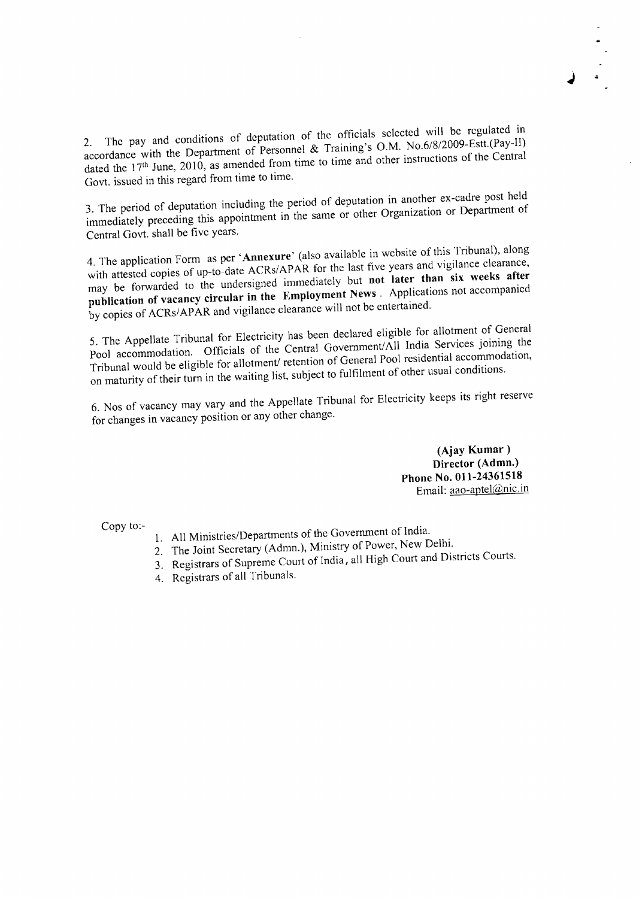2. The pay and conditions of deputation of the officials selected will be regulated in accordance with the Department of Personnel & Training's O.M. No.6/8/2009-Estt.(Pay-II) dated the 17th June, 2010, as amended from time to time and other instructions of the Central Govt. issued in this regard from time to time.

3. The period of deputation including the period of deputation in another ex-cadre post held immediately preceding this appointment in the same or other Organization or Department of Central Govt. shall be five years.

4. The application Form as per '**Annexure**' (also available in website of this Tribunal), along with attested copies of up-to-date ACRs/APAR for the last five years and vigilance clearance, may be forwarded to the undersigned immediately but **not later than six weeks after publication of vacancy circular in the Employment News**. Applications not accompanied by copies of ACRs/APAR and vigilance clearance will not be entertained.

5. The Appellate Tribunal for Electricity has been declared eligible for allotment of General Pool accommodation. Officials of the Central Government/All India Services joining the Tribunal would be eligible for allotment/ retention of General Pool residential accommodation, on maturity of their turn in the waiting list, subject to fulfilment of other usual conditions.

6. Nos of vacancy may vary and the Appellate Tribunal for Electricity keeps its right reserve for changes in vacancy position or any other change.

**(Ajay Kumar)**
**Director (Admn.)**
**Phone No. 011-24361518**
Email: aao-aptel@nic.in

Copy to:-

1. All Ministries/Departments of the Government of India.
2. The Joint Secretary (Admn.), Ministry of Power, New Delhi.
3. Registrars of Supreme Court of India, all High Court and Districts Courts.
4. Registrars of all Tribunals.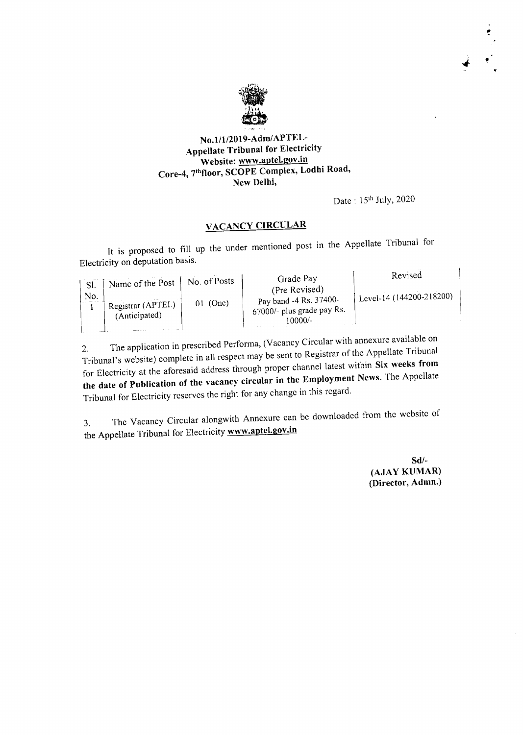**No.1/1/2019-Adm/APTEL-**
**Appellate Tribunal for Electricity**
**Website: www.aptel.gov.in**
**Core-4, 7th floor, SCOPE Complex, Lodhi Road,**
**New Delhi,**

Date : 15th July, 2020

## VACANCY CIRCULAR

It is proposed to fill up the under mentioned post in the Appellate Tribunal for Electricity on deputation basis.

| Sl. No. | Name of the Post | No. of Posts | Grade Pay (Pre Revised) | Revised |
|---|---|---|---|---|
| 1 | Registrar (APTEL) (Anticipated) | 01 (One) | Pay band -4 Rs. 37400-67000/- plus grade pay Rs. 10000/- | Level-14 (144200-218200) |

2. The application in prescribed Performa, (Vacancy Circular with annexure available on Tribunal's website) complete in all respect may be sent to Registrar of the Appellate Tribunal for Electricity at the aforesaid address through proper channel latest within **Six weeks from the date of Publication of the vacancy circular in the Employment News**. The Appellate Tribunal for Electricity reserves the right for any change in this regard.

3. The Vacancy Circular alongwith Annexure can be downloaded from the website of the Appellate Tribunal for Electricity **www.aptel.gov.in**

**Sd/-**
**(AJAY KUMAR)**
**(Director, Admn.)**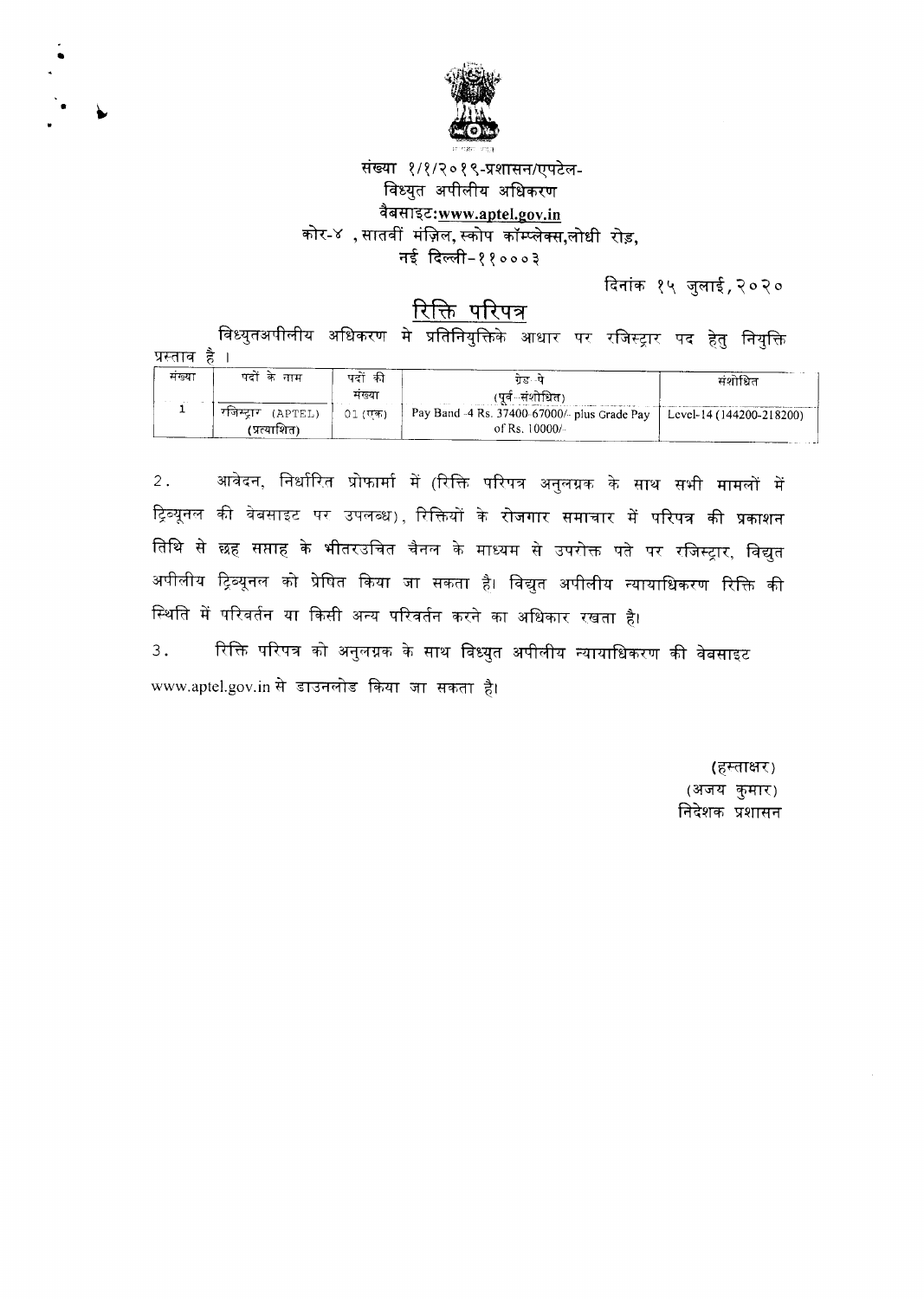संख्या १/१/२०१९-प्रशासन/एपटेल-
विध्युत अपीलीय अधिकरण
वैबसाइट:www.aptel.gov.in
कोर-४ , सातवीं मंज़िल, स्कोप कॉम्प्लेक्स,लोधी रोड़,
नई दिल्ली-११०००३

दिनांक १५ जुलाई, २०२०

## रिक्ति परिपत्र

विध्युतअपीलीय अधिकरण मे प्रतिनियुक्तिके आधार पर रजिस्ट्रार पद हेतु नियुक्ति प्रस्ताव है ।

| संख्या | पदों के नाम | पदों की संख्या | ग्रेड पे (पूर्व-संशोधित) | संशोधित |
|---|---|---|---|---|
| 1 | रजिस्ट्रार (APTEL) (प्रत्याशित) | 01 (एक) | Pay Band -4 Rs. 37400-67000/- plus Grade Pay of Rs. 10000/- | Level-14 (144200-218200) |

2. आवेदन, निर्धारित प्रोफार्मा में (रिक्ति परिपत्र अनुलग्नक के साथ सभी मामलों में ट्रिब्यूनल की वेबसाइट पर उपलब्ध), रिक्तियों के रोजगार समाचार में परिपत्र की प्रकाशन तिथि से छह सप्ताह के भीतरउचित चैनल के माध्यम से उपरोक्त पते पर रजिस्ट्रार, विद्युत अपीलीय ट्रिब्यूनल को प्रेषित किया जा सकता है। विद्युत अपीलीय न्यायाधिकरण रिक्ति की स्थिति में परिवर्तन या किसी अन्य परिवर्तन करने का अधिकार रखता है।

3. रिक्ति परिपत्र को अनुलग्नक के साथ विध्युत अपीलीय न्यायाधिकरण की वेबसाइट www.aptel.gov.in से डाउनलोड किया जा सकता है।

(हस्ताक्षर)
(अजय कुमार)
निदेशक प्रशासन